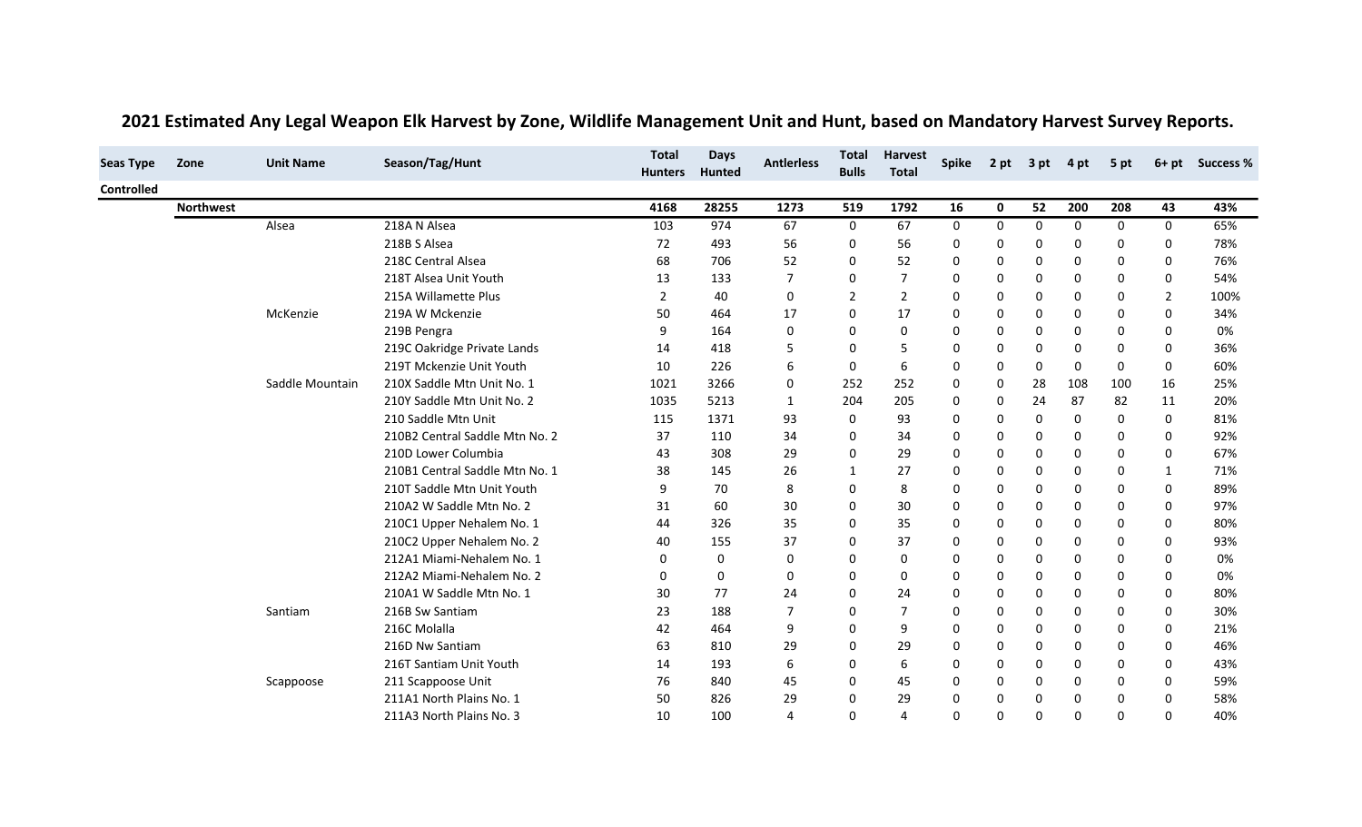# 2021 Estimated Any Legal Weapon Elk Harvest by Zone, Wildlife Management Unit and Hunt, based on Mandatory Harvest Survey Reports.

| Seas Type | Zone | Unit Name | Season/Tag/Hunt | Total Hunters | Days Hunted | Antlerless | Total Bulls | Harvest Total | Spike | 2 pt | 3 pt | 4 pt | 5 pt | 6+ pt | Success % |
|---|---|---|---|---|---|---|---|---|---|---|---|---|---|---|---|
| **Controlled** | | | | | | | | | | | | | | | |
| | **Northwest** | | | **4168** | **28255** | **1273** | **519** | **1792** | **16** | **0** | **52** | **200** | **208** | **43** | **43%** |
| | | Alsea | 218A N Alsea | 103 | 974 | 67 | 0 | 67 | 0 | 0 | 0 | 0 | 0 | 0 | 65% |
| | | | 218B S Alsea | 72 | 493 | 56 | 0 | 56 | 0 | 0 | 0 | 0 | 0 | 0 | 78% |
| | | | 218C Central Alsea | 68 | 706 | 52 | 0 | 52 | 0 | 0 | 0 | 0 | 0 | 0 | 76% |
| | | | 218T Alsea Unit Youth | 13 | 133 | 7 | 0 | 7 | 0 | 0 | 0 | 0 | 0 | 0 | 54% |
| | | | 215A Willamette Plus | 2 | 40 | 0 | 2 | 2 | 0 | 0 | 0 | 0 | 0 | 2 | 100% |
| | | McKenzie | 219A W Mckenzie | 50 | 464 | 17 | 0 | 17 | 0 | 0 | 0 | 0 | 0 | 0 | 34% |
| | | | 219B Pengra | 9 | 164 | 0 | 0 | 0 | 0 | 0 | 0 | 0 | 0 | 0 | 0% |
| | | | 219C Oakridge Private Lands | 14 | 418 | 5 | 0 | 5 | 0 | 0 | 0 | 0 | 0 | 0 | 36% |
| | | | 219T Mckenzie Unit Youth | 10 | 226 | 6 | 0 | 6 | 0 | 0 | 0 | 0 | 0 | 0 | 60% |
| | | Saddle Mountain | 210X Saddle Mtn Unit No. 1 | 1021 | 3266 | 0 | 252 | 252 | 0 | 0 | 28 | 108 | 100 | 16 | 25% |
| | | | 210Y Saddle Mtn Unit No. 2 | 1035 | 5213 | 1 | 204 | 205 | 0 | 0 | 24 | 87 | 82 | 11 | 20% |
| | | | 210 Saddle Mtn Unit | 115 | 1371 | 93 | 0 | 93 | 0 | 0 | 0 | 0 | 0 | 0 | 81% |
| | | | 210B2 Central Saddle Mtn No. 2 | 37 | 110 | 34 | 0 | 34 | 0 | 0 | 0 | 0 | 0 | 0 | 92% |
| | | | 210D Lower Columbia | 43 | 308 | 29 | 0 | 29 | 0 | 0 | 0 | 0 | 0 | 0 | 67% |
| | | | 210B1 Central Saddle Mtn No. 1 | 38 | 145 | 26 | 1 | 27 | 0 | 0 | 0 | 0 | 0 | 1 | 71% |
| | | | 210T Saddle Mtn Unit Youth | 9 | 70 | 8 | 0 | 8 | 0 | 0 | 0 | 0 | 0 | 0 | 89% |
| | | | 210A2 W Saddle Mtn No. 2 | 31 | 60 | 30 | 0 | 30 | 0 | 0 | 0 | 0 | 0 | 0 | 97% |
| | | | 210C1 Upper Nehalem No. 1 | 44 | 326 | 35 | 0 | 35 | 0 | 0 | 0 | 0 | 0 | 0 | 80% |
| | | | 210C2 Upper Nehalem No. 2 | 40 | 155 | 37 | 0 | 37 | 0 | 0 | 0 | 0 | 0 | 0 | 93% |
| | | | 212A1 Miami-Nehalem No. 1 | 0 | 0 | 0 | 0 | 0 | 0 | 0 | 0 | 0 | 0 | 0 | 0% |
| | | | 212A2 Miami-Nehalem No. 2 | 0 | 0 | 0 | 0 | 0 | 0 | 0 | 0 | 0 | 0 | 0 | 0% |
| | | | 210A1 W Saddle Mtn No. 1 | 30 | 77 | 24 | 0 | 24 | 0 | 0 | 0 | 0 | 0 | 0 | 80% |
| | | Santiam | 216B Sw Santiam | 23 | 188 | 7 | 0 | 7 | 0 | 0 | 0 | 0 | 0 | 0 | 30% |
| | | | 216C Molalla | 42 | 464 | 9 | 0 | 9 | 0 | 0 | 0 | 0 | 0 | 0 | 21% |
| | | | 216D Nw Santiam | 63 | 810 | 29 | 0 | 29 | 0 | 0 | 0 | 0 | 0 | 0 | 46% |
| | | | 216T Santiam Unit Youth | 14 | 193 | 6 | 0 | 6 | 0 | 0 | 0 | 0 | 0 | 0 | 43% |
| | | Scappoose | 211 Scappoose Unit | 76 | 840 | 45 | 0 | 45 | 0 | 0 | 0 | 0 | 0 | 0 | 59% |
| | | | 211A1 North Plains No. 1 | 50 | 826 | 29 | 0 | 29 | 0 | 0 | 0 | 0 | 0 | 0 | 58% |
| | | | 211A3 North Plains No. 3 | 10 | 100 | 4 | 0 | 4 | 0 | 0 | 0 | 0 | 0 | 0 | 40% |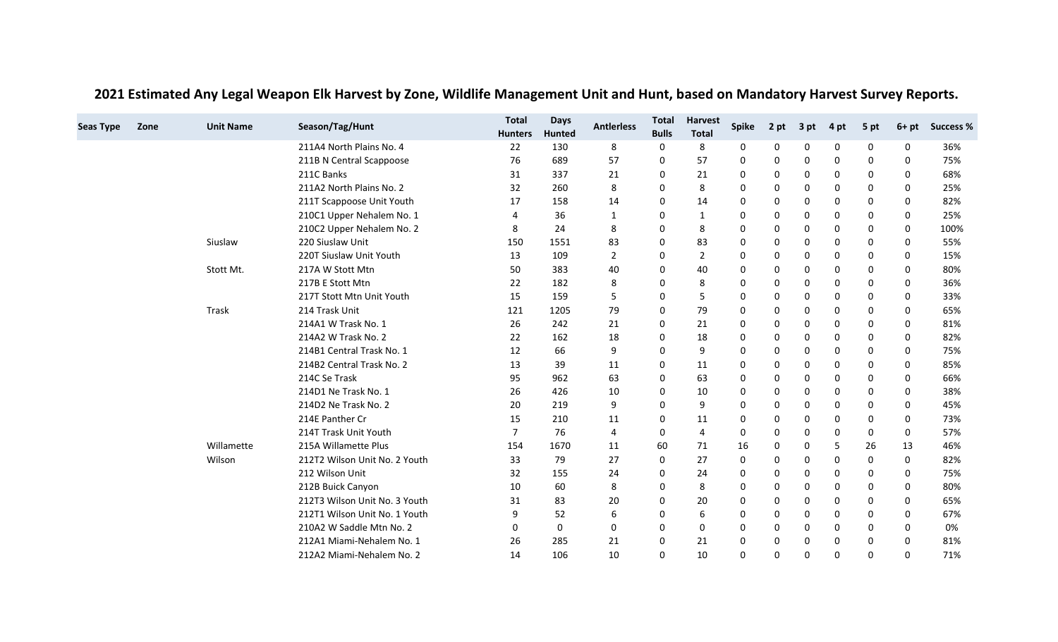# 2021 Estimated Any Legal Weapon Elk Harvest by Zone, Wildlife Management Unit and Hunt, based on Mandatory Harvest Survey Reports.

| Seas Type | Zone | Unit Name | Season/Tag/Hunt | Total Hunters | Days Hunted | Antlerless | Total Bulls | Harvest Total | Spike | 2 pt | 3 pt | 4 pt | 5 pt | 6+ pt | Success % |
|---|---|---|---|---|---|---|---|---|---|---|---|---|---|---|---|
| | | | 211A4 North Plains No. 4 | 22 | 130 | 8 | 0 | 8 | 0 | 0 | 0 | 0 | 0 | 0 | 36% |
| | | | 211B N Central Scappoose | 76 | 689 | 57 | 0 | 57 | 0 | 0 | 0 | 0 | 0 | 0 | 75% |
| | | | 211C Banks | 31 | 337 | 21 | 0 | 21 | 0 | 0 | 0 | 0 | 0 | 0 | 68% |
| | | | 211A2 North Plains No. 2 | 32 | 260 | 8 | 0 | 8 | 0 | 0 | 0 | 0 | 0 | 0 | 25% |
| | | | 211T Scappoose Unit Youth | 17 | 158 | 14 | 0 | 14 | 0 | 0 | 0 | 0 | 0 | 0 | 82% |
| | | | 210C1 Upper Nehalem No. 1 | 4 | 36 | 1 | 0 | 1 | 0 | 0 | 0 | 0 | 0 | 0 | 25% |
| | | | 210C2 Upper Nehalem No. 2 | 8 | 24 | 8 | 0 | 8 | 0 | 0 | 0 | 0 | 0 | 0 | 100% |
| | | Siuslaw | 220 Siuslaw Unit | 150 | 1551 | 83 | 0 | 83 | 0 | 0 | 0 | 0 | 0 | 0 | 55% |
| | | | 220T Siuslaw Unit Youth | 13 | 109 | 2 | 0 | 2 | 0 | 0 | 0 | 0 | 0 | 0 | 15% |
| | | Stott Mt. | 217A W Stott Mtn | 50 | 383 | 40 | 0 | 40 | 0 | 0 | 0 | 0 | 0 | 0 | 80% |
| | | | 217B E Stott Mtn | 22 | 182 | 8 | 0 | 8 | 0 | 0 | 0 | 0 | 0 | 0 | 36% |
| | | | 217T Stott Mtn Unit Youth | 15 | 159 | 5 | 0 | 5 | 0 | 0 | 0 | 0 | 0 | 0 | 33% |
| | | Trask | 214 Trask Unit | 121 | 1205 | 79 | 0 | 79 | 0 | 0 | 0 | 0 | 0 | 0 | 65% |
| | | | 214A1 W Trask No. 1 | 26 | 242 | 21 | 0 | 21 | 0 | 0 | 0 | 0 | 0 | 0 | 81% |
| | | | 214A2 W Trask No. 2 | 22 | 162 | 18 | 0 | 18 | 0 | 0 | 0 | 0 | 0 | 0 | 82% |
| | | | 214B1 Central Trask No. 1 | 12 | 66 | 9 | 0 | 9 | 0 | 0 | 0 | 0 | 0 | 0 | 75% |
| | | | 214B2 Central Trask No. 2 | 13 | 39 | 11 | 0 | 11 | 0 | 0 | 0 | 0 | 0 | 0 | 85% |
| | | | 214C Se Trask | 95 | 962 | 63 | 0 | 63 | 0 | 0 | 0 | 0 | 0 | 0 | 66% |
| | | | 214D1 Ne Trask No. 1 | 26 | 426 | 10 | 0 | 10 | 0 | 0 | 0 | 0 | 0 | 0 | 38% |
| | | | 214D2 Ne Trask No. 2 | 20 | 219 | 9 | 0 | 9 | 0 | 0 | 0 | 0 | 0 | 0 | 45% |
| | | | 214E Panther Cr | 15 | 210 | 11 | 0 | 11 | 0 | 0 | 0 | 0 | 0 | 0 | 73% |
| | | | 214T Trask Unit Youth | 7 | 76 | 4 | 0 | 4 | 0 | 0 | 0 | 0 | 0 | 0 | 57% |
| | | Willamette | 215A Willamette Plus | 154 | 1670 | 11 | 60 | 71 | 16 | 0 | 0 | 5 | 26 | 13 | 46% |
| | | Wilson | 212T2 Wilson Unit No. 2 Youth | 33 | 79 | 27 | 0 | 27 | 0 | 0 | 0 | 0 | 0 | 0 | 82% |
| | | | 212 Wilson Unit | 32 | 155 | 24 | 0 | 24 | 0 | 0 | 0 | 0 | 0 | 0 | 75% |
| | | | 212B Buick Canyon | 10 | 60 | 8 | 0 | 8 | 0 | 0 | 0 | 0 | 0 | 0 | 80% |
| | | | 212T3 Wilson Unit No. 3 Youth | 31 | 83 | 20 | 0 | 20 | 0 | 0 | 0 | 0 | 0 | 0 | 65% |
| | | | 212T1 Wilson Unit No. 1 Youth | 9 | 52 | 6 | 0 | 6 | 0 | 0 | 0 | 0 | 0 | 0 | 67% |
| | | | 210A2 W Saddle Mtn No. 2 | 0 | 0 | 0 | 0 | 0 | 0 | 0 | 0 | 0 | 0 | 0 | 0% |
| | | | 212A1 Miami-Nehalem No. 1 | 26 | 285 | 21 | 0 | 21 | 0 | 0 | 0 | 0 | 0 | 0 | 81% |
| | | | 212A2 Miami-Nehalem No. 2 | 14 | 106 | 10 | 0 | 10 | 0 | 0 | 0 | 0 | 0 | 0 | 71% |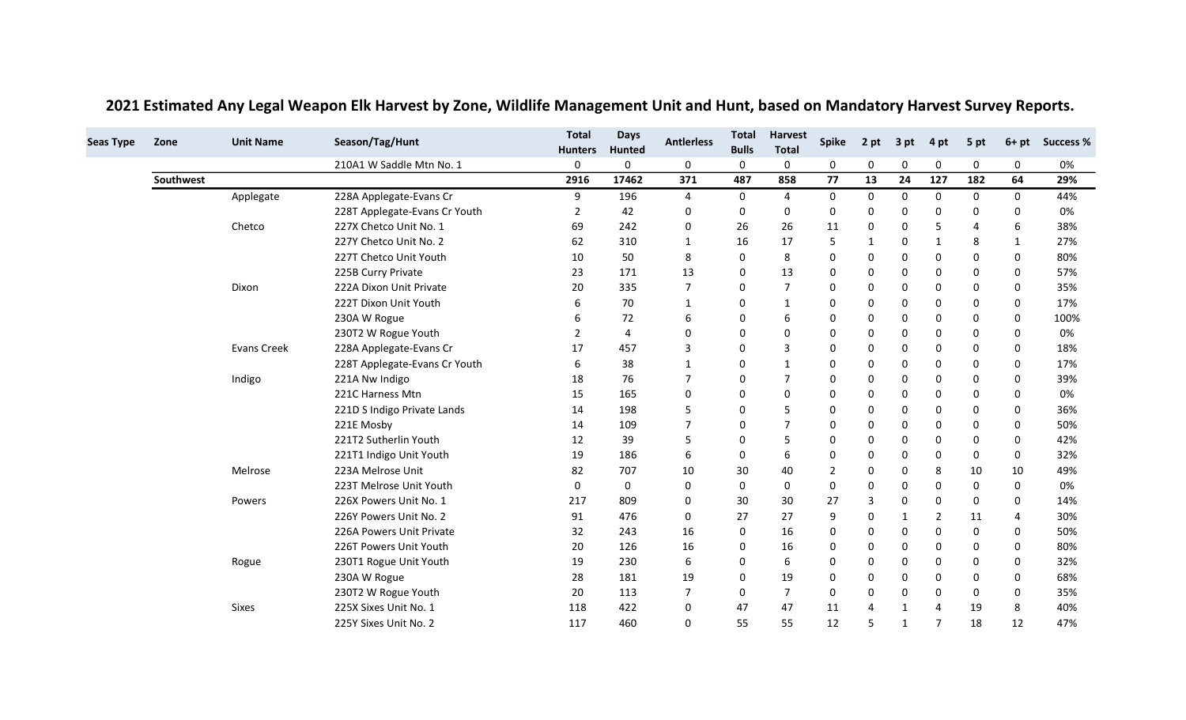## 2021 Estimated Any Legal Weapon Elk Harvest by Zone, Wildlife Management Unit and Hunt, based on Mandatory Harvest Survey Reports.

| Seas Type | Zone | Unit Name | Season/Tag/Hunt | Total Hunters | Days Hunted | Antlerless | Total Bulls | Harvest Total | Spike | 2 pt | 3 pt | 4 pt | 5 pt | 6+ pt | Success % |
|---|---|---|---|---|---|---|---|---|---|---|---|---|---|---|---|
| | | | 210A1 W Saddle Mtn No. 1 | 0 | 0 | 0 | 0 | 0 | 0 | 0 | 0 | 0 | 0 | 0 | 0% |
| | **Southwest** | | | **2916** | **17462** | **371** | **487** | **858** | **77** | **13** | **24** | **127** | **182** | **64** | **29%** |
| | | Applegate | 228A Applegate-Evans Cr | 9 | 196 | 4 | 0 | 4 | 0 | 0 | 0 | 0 | 0 | 0 | 44% |
| | | | 228T Applegate-Evans Cr Youth | 2 | 42 | 0 | 0 | 0 | 0 | 0 | 0 | 0 | 0 | 0 | 0% |
| | | Chetco | 227X Chetco Unit No. 1 | 69 | 242 | 0 | 26 | 26 | 11 | 0 | 0 | 5 | 4 | 6 | 38% |
| | | | 227Y Chetco Unit No. 2 | 62 | 310 | 1 | 16 | 17 | 5 | 1 | 0 | 1 | 8 | 1 | 27% |
| | | | 227T Chetco Unit Youth | 10 | 50 | 8 | 0 | 8 | 0 | 0 | 0 | 0 | 0 | 0 | 80% |
| | | | 225B Curry Private | 23 | 171 | 13 | 0 | 13 | 0 | 0 | 0 | 0 | 0 | 0 | 57% |
| | | Dixon | 222A Dixon Unit Private | 20 | 335 | 7 | 0 | 7 | 0 | 0 | 0 | 0 | 0 | 0 | 35% |
| | | | 222T Dixon Unit Youth | 6 | 70 | 1 | 0 | 1 | 0 | 0 | 0 | 0 | 0 | 0 | 17% |
| | | | 230A W Rogue | 6 | 72 | 6 | 0 | 6 | 0 | 0 | 0 | 0 | 0 | 0 | 100% |
| | | | 230T2 W Rogue Youth | 2 | 4 | 0 | 0 | 0 | 0 | 0 | 0 | 0 | 0 | 0 | 0% |
| | | Evans Creek | 228A Applegate-Evans Cr | 17 | 457 | 3 | 0 | 3 | 0 | 0 | 0 | 0 | 0 | 0 | 18% |
| | | | 228T Applegate-Evans Cr Youth | 6 | 38 | 1 | 0 | 1 | 0 | 0 | 0 | 0 | 0 | 0 | 17% |
| | | Indigo | 221A Nw Indigo | 18 | 76 | 7 | 0 | 7 | 0 | 0 | 0 | 0 | 0 | 0 | 39% |
| | | | 221C Harness Mtn | 15 | 165 | 0 | 0 | 0 | 0 | 0 | 0 | 0 | 0 | 0 | 0% |
| | | | 221D S Indigo Private Lands | 14 | 198 | 5 | 0 | 5 | 0 | 0 | 0 | 0 | 0 | 0 | 36% |
| | | | 221E Mosby | 14 | 109 | 7 | 0 | 7 | 0 | 0 | 0 | 0 | 0 | 0 | 50% |
| | | | 221T2 Sutherlin Youth | 12 | 39 | 5 | 0 | 5 | 0 | 0 | 0 | 0 | 0 | 0 | 42% |
| | | | 221T1 Indigo Unit Youth | 19 | 186 | 6 | 0 | 6 | 0 | 0 | 0 | 0 | 0 | 0 | 32% |
| | | Melrose | 223A Melrose Unit | 82 | 707 | 10 | 30 | 40 | 2 | 0 | 0 | 8 | 10 | 10 | 49% |
| | | | 223T Melrose Unit Youth | 0 | 0 | 0 | 0 | 0 | 0 | 0 | 0 | 0 | 0 | 0 | 0% |
| | | Powers | 226X Powers Unit No. 1 | 217 | 809 | 0 | 30 | 30 | 27 | 3 | 0 | 0 | 0 | 0 | 14% |
| | | | 226Y Powers Unit No. 2 | 91 | 476 | 0 | 27 | 27 | 9 | 0 | 1 | 2 | 11 | 4 | 30% |
| | | | 226A Powers Unit Private | 32 | 243 | 16 | 0 | 16 | 0 | 0 | 0 | 0 | 0 | 0 | 50% |
| | | | 226T Powers Unit Youth | 20 | 126 | 16 | 0 | 16 | 0 | 0 | 0 | 0 | 0 | 0 | 80% |
| | | Rogue | 230T1 Rogue Unit Youth | 19 | 230 | 6 | 0 | 6 | 0 | 0 | 0 | 0 | 0 | 0 | 32% |
| | | | 230A W Rogue | 28 | 181 | 19 | 0 | 19 | 0 | 0 | 0 | 0 | 0 | 0 | 68% |
| | | | 230T2 W Rogue Youth | 20 | 113 | 7 | 0 | 7 | 0 | 0 | 0 | 0 | 0 | 0 | 35% |
| | | Sixes | 225X Sixes Unit No. 1 | 118 | 422 | 0 | 47 | 47 | 11 | 4 | 1 | 4 | 19 | 8 | 40% |
| | | | 225Y Sixes Unit No. 2 | 117 | 460 | 0 | 55 | 55 | 12 | 5 | 1 | 7 | 18 | 12 | 47% |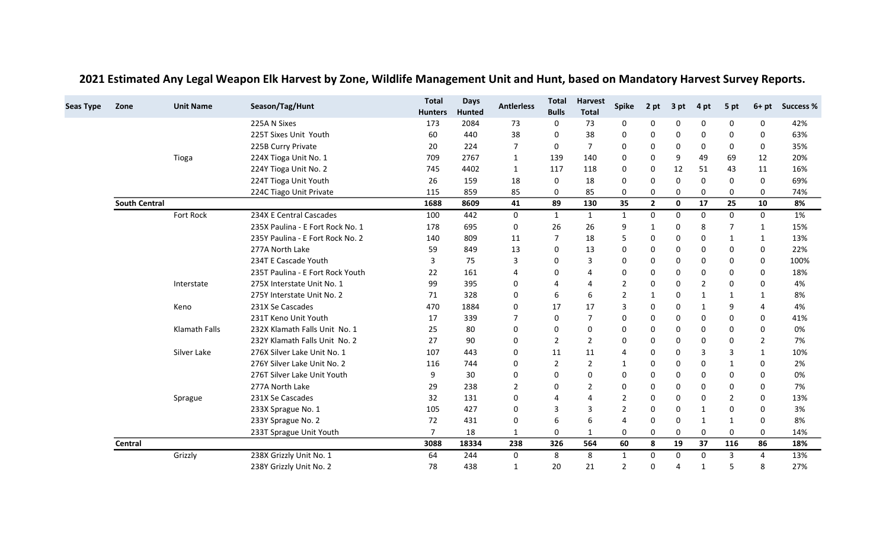# 2021 Estimated Any Legal Weapon Elk Harvest by Zone, Wildlife Management Unit and Hunt, based on Mandatory Harvest Survey Reports.

| Seas Type | Zone | Unit Name | Season/Tag/Hunt | Total Hunters | Days Hunted | Antlerless | Total Bulls | Harvest Total | Spike | 2 pt | 3 pt | 4 pt | 5 pt | 6+ pt | Success % |
|---|---|---|---|---|---|---|---|---|---|---|---|---|---|---|---|
| | | | 225A N Sixes | 173 | 2084 | 73 | 0 | 73 | 0 | 0 | 0 | 0 | 0 | 0 | 42% |
| | | | 225T Sixes Unit Youth | 60 | 440 | 38 | 0 | 38 | 0 | 0 | 0 | 0 | 0 | 0 | 63% |
| | | | 225B Curry Private | 20 | 224 | 7 | 0 | 7 | 0 | 0 | 0 | 0 | 0 | 0 | 35% |
| | | Tioga | 224X Tioga Unit No. 1 | 709 | 2767 | 1 | 139 | 140 | 0 | 0 | 9 | 49 | 69 | 12 | 20% |
| | | | 224Y Tioga Unit No. 2 | 745 | 4402 | 1 | 117 | 118 | 0 | 0 | 12 | 51 | 43 | 11 | 16% |
| | | | 224T Tioga Unit Youth | 26 | 159 | 18 | 0 | 18 | 0 | 0 | 0 | 0 | 0 | 0 | 69% |
| | | | 224C Tiago Unit Private | 115 | 859 | 85 | 0 | 85 | 0 | 0 | 0 | 0 | 0 | 0 | 74% |
| | **South Central** | | | **1688** | **8609** | **41** | **89** | **130** | **35** | **2** | **0** | **17** | **25** | **10** | **8%** |
| | | Fort Rock | 234X E Central Cascades | 100 | 442 | 0 | 1 | 1 | 1 | 0 | 0 | 0 | 0 | 0 | 1% |
| | | | 235X Paulina - E Fort Rock No. 1 | 178 | 695 | 0 | 26 | 26 | 9 | 1 | 0 | 8 | 7 | 1 | 15% |
| | | | 235Y Paulina - E Fort Rock No. 2 | 140 | 809 | 11 | 7 | 18 | 5 | 0 | 0 | 0 | 1 | 1 | 13% |
| | | | 277A North Lake | 59 | 849 | 13 | 0 | 13 | 0 | 0 | 0 | 0 | 0 | 0 | 22% |
| | | | 234T E Cascade Youth | 3 | 75 | 3 | 0 | 3 | 0 | 0 | 0 | 0 | 0 | 0 | 100% |
| | | | 235T Paulina - E Fort Rock Youth | 22 | 161 | 4 | 0 | 4 | 0 | 0 | 0 | 0 | 0 | 0 | 18% |
| | | Interstate | 275X Interstate Unit No. 1 | 99 | 395 | 0 | 4 | 4 | 2 | 0 | 0 | 2 | 0 | 0 | 4% |
| | | | 275Y Interstate Unit No. 2 | 71 | 328 | 0 | 6 | 6 | 2 | 1 | 0 | 1 | 1 | 1 | 8% |
| | | Keno | 231X Se Cascades | 470 | 1884 | 0 | 17 | 17 | 3 | 0 | 0 | 1 | 9 | 4 | 4% |
| | | | 231T Keno Unit Youth | 17 | 339 | 7 | 0 | 7 | 0 | 0 | 0 | 0 | 0 | 0 | 41% |
| | | Klamath Falls | 232X Klamath Falls Unit No. 1 | 25 | 80 | 0 | 0 | 0 | 0 | 0 | 0 | 0 | 0 | 0 | 0% |
| | | | 232Y Klamath Falls Unit No. 2 | 27 | 90 | 0 | 2 | 2 | 0 | 0 | 0 | 0 | 0 | 2 | 7% |
| | | Silver Lake | 276X Silver Lake Unit No. 1 | 107 | 443 | 0 | 11 | 11 | 4 | 0 | 0 | 3 | 3 | 1 | 10% |
| | | | 276Y Silver Lake Unit No. 2 | 116 | 744 | 0 | 2 | 2 | 1 | 0 | 0 | 0 | 1 | 0 | 2% |
| | | | 276T Silver Lake Unit Youth | 9 | 30 | 0 | 0 | 0 | 0 | 0 | 0 | 0 | 0 | 0 | 0% |
| | | | 277A North Lake | 29 | 238 | 2 | 0 | 2 | 0 | 0 | 0 | 0 | 0 | 0 | 7% |
| | | Sprague | 231X Se Cascades | 32 | 131 | 0 | 4 | 4 | 2 | 0 | 0 | 0 | 2 | 0 | 13% |
| | | | 233X Sprague No. 1 | 105 | 427 | 0 | 3 | 3 | 2 | 0 | 0 | 1 | 0 | 0 | 3% |
| | | | 233Y Sprague No. 2 | 72 | 431 | 0 | 6 | 6 | 4 | 0 | 0 | 1 | 1 | 0 | 8% |
| | | | 233T Sprague Unit Youth | 7 | 18 | 1 | 0 | 1 | 0 | 0 | 0 | 0 | 0 | 0 | 14% |
| | **Central** | | | **3088** | **18334** | **238** | **326** | **564** | **60** | **8** | **19** | **37** | **116** | **86** | **18%** |
| | | Grizzly | 238X Grizzly Unit No. 1 | 64 | 244 | 0 | 8 | 8 | 1 | 0 | 0 | 0 | 3 | 4 | 13% |
| | | | 238Y Grizzly Unit No. 2 | 78 | 438 | 1 | 20 | 21 | 2 | 0 | 4 | 1 | 5 | 8 | 27% |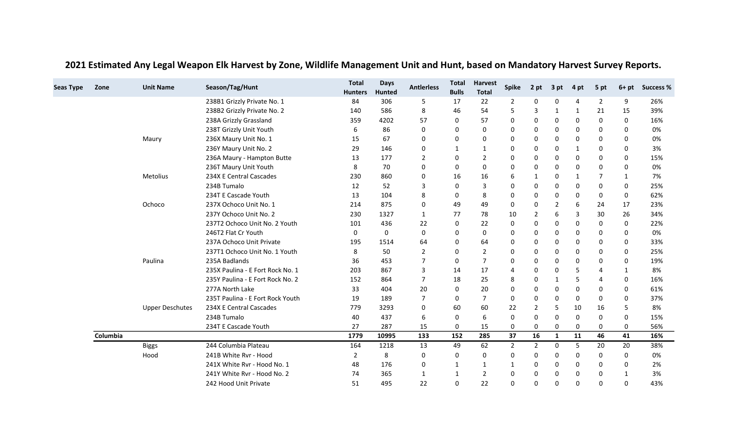# 2021 Estimated Any Legal Weapon Elk Harvest by Zone, Wildlife Management Unit and Hunt, based on Mandatory Harvest Survey Reports.

| Seas Type | Zone | Unit Name | Season/Tag/Hunt | Total Hunters | Days Hunted | Antlerless | Total Bulls | Harvest Total | Spike | 2 pt | 3 pt | 4 pt | 5 pt | 6+ pt | Success % |
|---|---|---|---|---|---|---|---|---|---|---|---|---|---|---|---|
| | | | 238B1 Grizzly Private No. 1 | 84 | 306 | 5 | 17 | 22 | 2 | 0 | 0 | 4 | 2 | 9 | 26% |
| | | | 238B2 Grizzly Private No. 2 | 140 | 586 | 8 | 46 | 54 | 5 | 3 | 1 | 1 | 21 | 15 | 39% |
| | | | 238A Grizzly Grassland | 359 | 4202 | 57 | 0 | 57 | 0 | 0 | 0 | 0 | 0 | 0 | 16% |
| | | | 238T Grizzly Unit Youth | 6 | 86 | 0 | 0 | 0 | 0 | 0 | 0 | 0 | 0 | 0 | 0% |
| | | Maury | 236X Maury Unit No. 1 | 15 | 67 | 0 | 0 | 0 | 0 | 0 | 0 | 0 | 0 | 0 | 0% |
| | | | 236Y Maury Unit No. 2 | 29 | 146 | 0 | 1 | 1 | 0 | 0 | 0 | 1 | 0 | 0 | 3% |
| | | | 236A Maury - Hampton Butte | 13 | 177 | 2 | 0 | 2 | 0 | 0 | 0 | 0 | 0 | 0 | 15% |
| | | | 236T Maury Unit Youth | 8 | 70 | 0 | 0 | 0 | 0 | 0 | 0 | 0 | 0 | 0 | 0% |
| | | Metolius | 234X E Central Cascades | 230 | 860 | 0 | 16 | 16 | 6 | 1 | 0 | 1 | 7 | 1 | 7% |
| | | | 234B Tumalo | 12 | 52 | 3 | 0 | 3 | 0 | 0 | 0 | 0 | 0 | 0 | 25% |
| | | | 234T E Cascade Youth | 13 | 104 | 8 | 0 | 8 | 0 | 0 | 0 | 0 | 0 | 0 | 62% |
| | | Ochoco | 237X Ochoco Unit No. 1 | 214 | 875 | 0 | 49 | 49 | 0 | 0 | 2 | 6 | 24 | 17 | 23% |
| | | | 237Y Ochoco Unit No. 2 | 230 | 1327 | 1 | 77 | 78 | 10 | 2 | 6 | 3 | 30 | 26 | 34% |
| | | | 237T2 Ochoco Unit No. 2 Youth | 101 | 436 | 22 | 0 | 22 | 0 | 0 | 0 | 0 | 0 | 0 | 22% |
| | | | 246T2 Flat Cr Youth | 0 | 0 | 0 | 0 | 0 | 0 | 0 | 0 | 0 | 0 | 0 | 0% |
| | | | 237A Ochoco Unit Private | 195 | 1514 | 64 | 0 | 64 | 0 | 0 | 0 | 0 | 0 | 0 | 33% |
| | | | 237T1 Ochoco Unit No. 1 Youth | 8 | 50 | 2 | 0 | 2 | 0 | 0 | 0 | 0 | 0 | 0 | 25% |
| | | Paulina | 235A Badlands | 36 | 453 | 7 | 0 | 7 | 0 | 0 | 0 | 0 | 0 | 0 | 19% |
| | | | 235X Paulina - E Fort Rock No. 1 | 203 | 867 | 3 | 14 | 17 | 4 | 0 | 0 | 5 | 4 | 1 | 8% |
| | | | 235Y Paulina - E Fort Rock No. 2 | 152 | 864 | 7 | 18 | 25 | 8 | 0 | 1 | 5 | 4 | 0 | 16% |
| | | | 277A North Lake | 33 | 404 | 20 | 0 | 20 | 0 | 0 | 0 | 0 | 0 | 0 | 61% |
| | | | 235T Paulina - E Fort Rock Youth | 19 | 189 | 7 | 0 | 7 | 0 | 0 | 0 | 0 | 0 | 0 | 37% |
| | | Upper Deschutes | 234X E Central Cascades | 779 | 3293 | 0 | 60 | 60 | 22 | 2 | 5 | 10 | 16 | 5 | 8% |
| | | | 234B Tumalo | 40 | 437 | 6 | 0 | 6 | 0 | 0 | 0 | 0 | 0 | 0 | 15% |
| | | | 234T E Cascade Youth | 27 | 287 | 15 | 0 | 15 | 0 | 0 | 0 | 0 | 0 | 0 | 56% |
| | **Columbia** | | | **1779** | **10995** | **133** | **152** | **285** | **37** | **16** | **1** | **11** | **46** | **41** | **16%** |
| | | Biggs | 244 Columbia Plateau | 164 | 1218 | 13 | 49 | 62 | 2 | 2 | 0 | 5 | 20 | 20 | 38% |
| | | Hood | 241B White Rvr - Hood | 2 | 8 | 0 | 0 | 0 | 0 | 0 | 0 | 0 | 0 | 0 | 0% |
| | | | 241X White Rvr - Hood No. 1 | 48 | 176 | 0 | 1 | 1 | 1 | 0 | 0 | 0 | 0 | 0 | 2% |
| | | | 241Y White Rvr - Hood No. 2 | 74 | 365 | 1 | 1 | 2 | 0 | 0 | 0 | 0 | 0 | 1 | 3% |
| | | | 242 Hood Unit Private | 51 | 495 | 22 | 0 | 22 | 0 | 0 | 0 | 0 | 0 | 0 | 43% |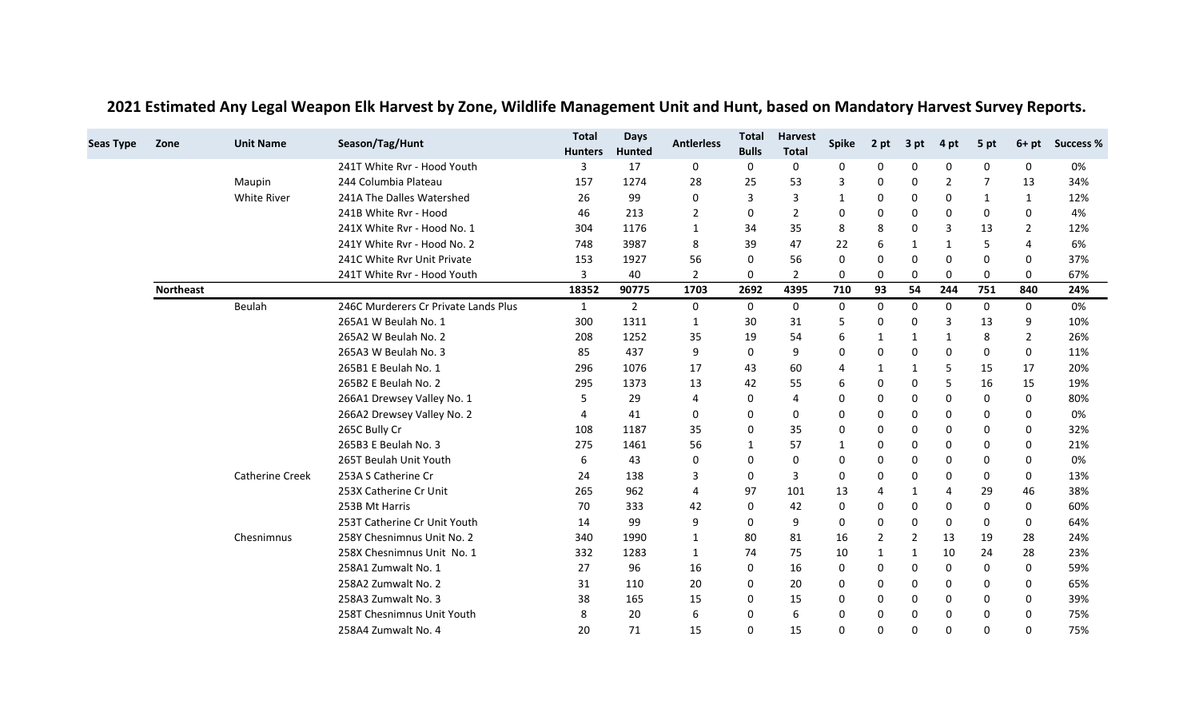## 2021 Estimated Any Legal Weapon Elk Harvest by Zone, Wildlife Management Unit and Hunt, based on Mandatory Harvest Survey Reports.

| Seas Type | Zone | Unit Name | Season/Tag/Hunt | Total Hunters | Days Hunted | Antlerless | Total Bulls | Harvest Total | Spike | 2 pt | 3 pt | 4 pt | 5 pt | 6+ pt | Success % |
|---|---|---|---|---|---|---|---|---|---|---|---|---|---|---|---|
| | | | 241T White Rvr - Hood Youth | 3 | 17 | 0 | 0 | 0 | 0 | 0 | 0 | 0 | 0 | 0 | 0% |
| | | Maupin | 244 Columbia Plateau | 157 | 1274 | 28 | 25 | 53 | 3 | 0 | 0 | 2 | 7 | 13 | 34% |
| | | White River | 241A The Dalles Watershed | 26 | 99 | 0 | 3 | 3 | 1 | 0 | 0 | 0 | 1 | 1 | 12% |
| | | | 241B White Rvr - Hood | 46 | 213 | 2 | 0 | 2 | 0 | 0 | 0 | 0 | 0 | 0 | 4% |
| | | | 241X White Rvr - Hood No. 1 | 304 | 1176 | 1 | 34 | 35 | 8 | 8 | 0 | 3 | 13 | 2 | 12% |
| | | | 241Y White Rvr - Hood No. 2 | 748 | 3987 | 8 | 39 | 47 | 22 | 6 | 1 | 1 | 5 | 4 | 6% |
| | | | 241C White Rvr Unit Private | 153 | 1927 | 56 | 0 | 56 | 0 | 0 | 0 | 0 | 0 | 0 | 37% |
| | | | 241T White Rvr - Hood Youth | 3 | 40 | 2 | 0 | 2 | 0 | 0 | 0 | 0 | 0 | 0 | 67% |
| | **Northeast** | | | **18352** | **90775** | **1703** | **2692** | **4395** | **710** | **93** | **54** | **244** | **751** | **840** | **24%** |
| | | Beulah | 246C Murderers Cr Private Lands Plus | 1 | 2 | 0 | 0 | 0 | 0 | 0 | 0 | 0 | 0 | 0 | 0% |
| | | | 265A1 W Beulah No. 1 | 300 | 1311 | 1 | 30 | 31 | 5 | 0 | 0 | 3 | 13 | 9 | 10% |
| | | | 265A2 W Beulah No. 2 | 208 | 1252 | 35 | 19 | 54 | 6 | 1 | 1 | 1 | 8 | 2 | 26% |
| | | | 265A3 W Beulah No. 3 | 85 | 437 | 9 | 0 | 9 | 0 | 0 | 0 | 0 | 0 | 0 | 11% |
| | | | 265B1 E Beulah No. 1 | 296 | 1076 | 17 | 43 | 60 | 4 | 1 | 1 | 5 | 15 | 17 | 20% |
| | | | 265B2 E Beulah No. 2 | 295 | 1373 | 13 | 42 | 55 | 6 | 0 | 0 | 5 | 16 | 15 | 19% |
| | | | 266A1 Drewsey Valley No. 1 | 5 | 29 | 4 | 0 | 4 | 0 | 0 | 0 | 0 | 0 | 0 | 80% |
| | | | 266A2 Drewsey Valley No. 2 | 4 | 41 | 0 | 0 | 0 | 0 | 0 | 0 | 0 | 0 | 0 | 0% |
| | | | 265C Bully Cr | 108 | 1187 | 35 | 0 | 35 | 0 | 0 | 0 | 0 | 0 | 0 | 32% |
| | | | 265B3 E Beulah No. 3 | 275 | 1461 | 56 | 1 | 57 | 1 | 0 | 0 | 0 | 0 | 0 | 21% |
| | | | 265T Beulah Unit Youth | 6 | 43 | 0 | 0 | 0 | 0 | 0 | 0 | 0 | 0 | 0 | 0% |
| | | Catherine Creek | 253A S Catherine Cr | 24 | 138 | 3 | 0 | 3 | 0 | 0 | 0 | 0 | 0 | 0 | 13% |
| | | | 253X Catherine Cr Unit | 265 | 962 | 4 | 97 | 101 | 13 | 4 | 1 | 4 | 29 | 46 | 38% |
| | | | 253B Mt Harris | 70 | 333 | 42 | 0 | 42 | 0 | 0 | 0 | 0 | 0 | 0 | 60% |
| | | | 253T Catherine Cr Unit Youth | 14 | 99 | 9 | 0 | 9 | 0 | 0 | 0 | 0 | 0 | 0 | 64% |
| | | Chesnimnus | 258Y Chesnimnus Unit No. 2 | 340 | 1990 | 1 | 80 | 81 | 16 | 2 | 2 | 13 | 19 | 28 | 24% |
| | | | 258X Chesnimnus Unit No. 1 | 332 | 1283 | 1 | 74 | 75 | 10 | 1 | 1 | 10 | 24 | 28 | 23% |
| | | | 258A1 Zumwalt No. 1 | 27 | 96 | 16 | 0 | 16 | 0 | 0 | 0 | 0 | 0 | 0 | 59% |
| | | | 258A2 Zumwalt No. 2 | 31 | 110 | 20 | 0 | 20 | 0 | 0 | 0 | 0 | 0 | 0 | 65% |
| | | | 258A3 Zumwalt No. 3 | 38 | 165 | 15 | 0 | 15 | 0 | 0 | 0 | 0 | 0 | 0 | 39% |
| | | | 258T Chesnimnus Unit Youth | 8 | 20 | 6 | 0 | 6 | 0 | 0 | 0 | 0 | 0 | 0 | 75% |
| | | | 258A4 Zumwalt No. 4 | 20 | 71 | 15 | 0 | 15 | 0 | 0 | 0 | 0 | 0 | 0 | 75% |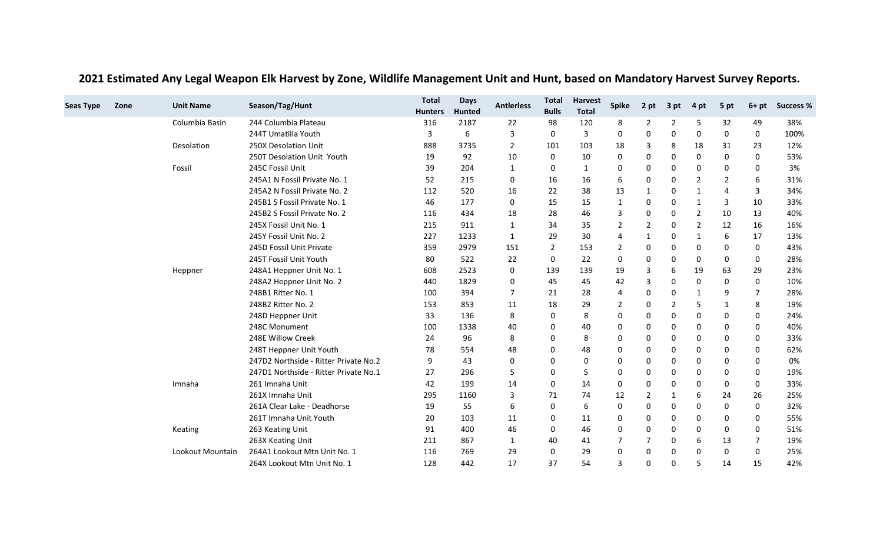# 2021 Estimated Any Legal Weapon Elk Harvest by Zone, Wildlife Management Unit and Hunt, based on Mandatory Harvest Survey Reports.

| Seas Type | Zone | Unit Name | Season/Tag/Hunt | Total Hunters | Days Hunted | Antlerless | Total Bulls | Harvest Total | Spike | 2 pt | 3 pt | 4 pt | 5 pt | 6+ pt | Success % |
|---|---|---|---|---|---|---|---|---|---|---|---|---|---|---|---|
| | | Columbia Basin | 244 Columbia Plateau | 316 | 2187 | 22 | 98 | 120 | 8 | 2 | 2 | 5 | 32 | 49 | 38% |
| | | | 244T Umatilla Youth | 3 | 6 | 3 | 0 | 3 | 0 | 0 | 0 | 0 | 0 | 0 | 100% |
| | | Desolation | 250X Desolation Unit | 888 | 3735 | 2 | 101 | 103 | 18 | 3 | 8 | 18 | 31 | 23 | 12% |
| | | | 250T Desolation Unit Youth | 19 | 92 | 10 | 0 | 10 | 0 | 0 | 0 | 0 | 0 | 0 | 53% |
| | | Fossil | 245C Fossil Unit | 39 | 204 | 1 | 0 | 1 | 0 | 0 | 0 | 0 | 0 | 0 | 3% |
| | | | 245A1 N Fossil Private No. 1 | 52 | 215 | 0 | 16 | 16 | 6 | 0 | 0 | 2 | 2 | 6 | 31% |
| | | | 245A2 N Fossil Private No. 2 | 112 | 520 | 16 | 22 | 38 | 13 | 1 | 0 | 1 | 4 | 3 | 34% |
| | | | 245B1 S Fossil Private No. 1 | 46 | 177 | 0 | 15 | 15 | 1 | 0 | 0 | 1 | 3 | 10 | 33% |
| | | | 245B2 S Fossil Private No. 2 | 116 | 434 | 18 | 28 | 46 | 3 | 0 | 0 | 2 | 10 | 13 | 40% |
| | | | 245X Fossil Unit No. 1 | 215 | 911 | 1 | 34 | 35 | 2 | 2 | 0 | 2 | 12 | 16 | 16% |
| | | | 245Y Fossil Unit No. 2 | 227 | 1233 | 1 | 29 | 30 | 4 | 1 | 0 | 1 | 6 | 17 | 13% |
| | | | 245D Fossil Unit Private | 359 | 2979 | 151 | 2 | 153 | 2 | 0 | 0 | 0 | 0 | 0 | 43% |
| | | | 245T Fossil Unit Youth | 80 | 522 | 22 | 0 | 22 | 0 | 0 | 0 | 0 | 0 | 0 | 28% |
| | | Heppner | 248A1 Heppner Unit No. 1 | 608 | 2523 | 0 | 139 | 139 | 19 | 3 | 6 | 19 | 63 | 29 | 23% |
| | | | 248A2 Heppner Unit No. 2 | 440 | 1829 | 0 | 45 | 45 | 42 | 3 | 0 | 0 | 0 | 0 | 10% |
| | | | 248B1 Ritter No. 1 | 100 | 394 | 7 | 21 | 28 | 4 | 0 | 0 | 1 | 9 | 7 | 28% |
| | | | 248B2 Ritter No. 2 | 153 | 853 | 11 | 18 | 29 | 2 | 0 | 2 | 5 | 1 | 8 | 19% |
| | | | 248D Heppner Unit | 33 | 136 | 8 | 0 | 8 | 0 | 0 | 0 | 0 | 0 | 0 | 24% |
| | | | 248C Monument | 100 | 1338 | 40 | 0 | 40 | 0 | 0 | 0 | 0 | 0 | 0 | 40% |
| | | | 248E Willow Creek | 24 | 96 | 8 | 0 | 8 | 0 | 0 | 0 | 0 | 0 | 0 | 33% |
| | | | 248T Heppner Unit Youth | 78 | 554 | 48 | 0 | 48 | 0 | 0 | 0 | 0 | 0 | 0 | 62% |
| | | | 247D2 Northside - Ritter Private No.2 | 9 | 43 | 0 | 0 | 0 | 0 | 0 | 0 | 0 | 0 | 0 | 0% |
| | | | 247D1 Northside - Ritter Private No.1 | 27 | 296 | 5 | 0 | 5 | 0 | 0 | 0 | 0 | 0 | 0 | 19% |
| | | Imnaha | 261 Imnaha Unit | 42 | 199 | 14 | 0 | 14 | 0 | 0 | 0 | 0 | 0 | 0 | 33% |
| | | | 261X Imnaha Unit | 295 | 1160 | 3 | 71 | 74 | 12 | 2 | 1 | 6 | 24 | 26 | 25% |
| | | | 261A Clear Lake - Deadhorse | 19 | 55 | 6 | 0 | 6 | 0 | 0 | 0 | 0 | 0 | 0 | 32% |
| | | | 261T Imnaha Unit Youth | 20 | 103 | 11 | 0 | 11 | 0 | 0 | 0 | 0 | 0 | 0 | 55% |
| | | Keating | 263 Keating Unit | 91 | 400 | 46 | 0 | 46 | 0 | 0 | 0 | 0 | 0 | 0 | 51% |
| | | | 263X Keating Unit | 211 | 867 | 1 | 40 | 41 | 7 | 7 | 0 | 6 | 13 | 7 | 19% |
| | | Lookout Mountain | 264A1 Lookout Mtn Unit No. 1 | 116 | 769 | 29 | 0 | 29 | 0 | 0 | 0 | 0 | 0 | 0 | 25% |
| | | | 264X Lookout Mtn Unit No. 1 | 128 | 442 | 17 | 37 | 54 | 3 | 0 | 0 | 5 | 14 | 15 | 42% |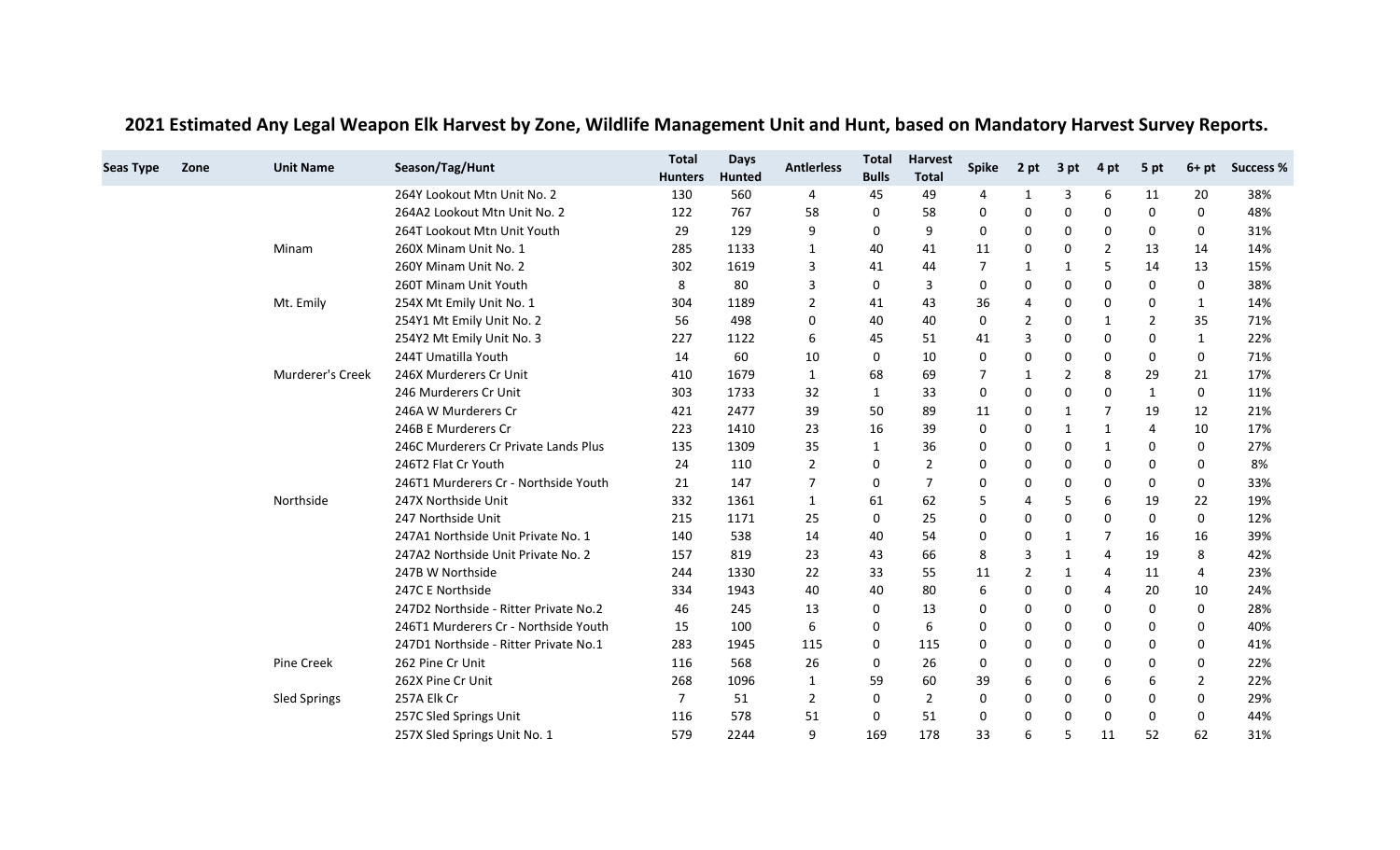## 2021 Estimated Any Legal Weapon Elk Harvest by Zone, Wildlife Management Unit and Hunt, based on Mandatory Harvest Survey Reports.

| Seas Type | Zone | Unit Name | Season/Tag/Hunt | Total Hunters | Days Hunted | Antlerless | Total Bulls | Harvest Total | Spike | 2 pt | 3 pt | 4 pt | 5 pt | 6+ pt | Success % |
|---|---|---|---|---|---|---|---|---|---|---|---|---|---|---|---|
| | | | 264Y Lookout Mtn Unit No. 2 | 130 | 560 | 4 | 45 | 49 | 4 | 1 | 3 | 6 | 11 | 20 | 38% |
| | | | 264A2 Lookout Mtn Unit No. 2 | 122 | 767 | 58 | 0 | 58 | 0 | 0 | 0 | 0 | 0 | 0 | 48% |
| | | | 264T Lookout Mtn Unit Youth | 29 | 129 | 9 | 0 | 9 | 0 | 0 | 0 | 0 | 0 | 0 | 31% |
| | | Minam | 260X Minam Unit No. 1 | 285 | 1133 | 1 | 40 | 41 | 11 | 0 | 0 | 2 | 13 | 14 | 14% |
| | | | 260Y Minam Unit No. 2 | 302 | 1619 | 3 | 41 | 44 | 7 | 1 | 1 | 5 | 14 | 13 | 15% |
| | | | 260T Minam Unit Youth | 8 | 80 | 3 | 0 | 3 | 0 | 0 | 0 | 0 | 0 | 0 | 38% |
| | | Mt. Emily | 254X Mt Emily Unit No. 1 | 304 | 1189 | 2 | 41 | 43 | 36 | 4 | 0 | 0 | 0 | 1 | 14% |
| | | | 254Y1 Mt Emily Unit No. 2 | 56 | 498 | 0 | 40 | 40 | 0 | 2 | 0 | 1 | 2 | 35 | 71% |
| | | | 254Y2 Mt Emily Unit No. 3 | 227 | 1122 | 6 | 45 | 51 | 41 | 3 | 0 | 0 | 0 | 1 | 22% |
| | | | 244T Umatilla Youth | 14 | 60 | 10 | 0 | 10 | 0 | 0 | 0 | 0 | 0 | 0 | 71% |
| | | Murderer's Creek | 246X Murderers Cr Unit | 410 | 1679 | 1 | 68 | 69 | 7 | 1 | 2 | 8 | 29 | 21 | 17% |
| | | | 246 Murderers Cr Unit | 303 | 1733 | 32 | 1 | 33 | 0 | 0 | 0 | 0 | 1 | 0 | 11% |
| | | | 246A W Murderers Cr | 421 | 2477 | 39 | 50 | 89 | 11 | 0 | 1 | 7 | 19 | 12 | 21% |
| | | | 246B E Murderers Cr | 223 | 1410 | 23 | 16 | 39 | 0 | 0 | 1 | 1 | 4 | 10 | 17% |
| | | | 246C Murderers Cr Private Lands Plus | 135 | 1309 | 35 | 1 | 36 | 0 | 0 | 0 | 1 | 0 | 0 | 27% |
| | | | 246T2 Flat Cr Youth | 24 | 110 | 2 | 0 | 2 | 0 | 0 | 0 | 0 | 0 | 0 | 8% |
| | | | 246T1 Murderers Cr - Northside Youth | 21 | 147 | 7 | 0 | 7 | 0 | 0 | 0 | 0 | 0 | 0 | 33% |
| | | Northside | 247X Northside Unit | 332 | 1361 | 1 | 61 | 62 | 5 | 4 | 5 | 6 | 19 | 22 | 19% |
| | | | 247 Northside Unit | 215 | 1171 | 25 | 0 | 25 | 0 | 0 | 0 | 0 | 0 | 0 | 12% |
| | | | 247A1 Northside Unit Private No. 1 | 140 | 538 | 14 | 40 | 54 | 0 | 0 | 1 | 7 | 16 | 16 | 39% |
| | | | 247A2 Northside Unit Private No. 2 | 157 | 819 | 23 | 43 | 66 | 8 | 3 | 1 | 4 | 19 | 8 | 42% |
| | | | 247B W Northside | 244 | 1330 | 22 | 33 | 55 | 11 | 2 | 1 | 4 | 11 | 4 | 23% |
| | | | 247C E Northside | 334 | 1943 | 40 | 40 | 80 | 6 | 0 | 0 | 4 | 20 | 10 | 24% |
| | | | 247D2 Northside - Ritter Private No.2 | 46 | 245 | 13 | 0 | 13 | 0 | 0 | 0 | 0 | 0 | 0 | 28% |
| | | | 246T1 Murderers Cr - Northside Youth | 15 | 100 | 6 | 0 | 6 | 0 | 0 | 0 | 0 | 0 | 0 | 40% |
| | | | 247D1 Northside - Ritter Private No.1 | 283 | 1945 | 115 | 0 | 115 | 0 | 0 | 0 | 0 | 0 | 0 | 41% |
| | | Pine Creek | 262 Pine Cr Unit | 116 | 568 | 26 | 0 | 26 | 0 | 0 | 0 | 0 | 0 | 0 | 22% |
| | | | 262X Pine Cr Unit | 268 | 1096 | 1 | 59 | 60 | 39 | 6 | 0 | 6 | 6 | 2 | 22% |
| | | Sled Springs | 257A Elk Cr | 7 | 51 | 2 | 0 | 2 | 0 | 0 | 0 | 0 | 0 | 0 | 29% |
| | | | 257C Sled Springs Unit | 116 | 578 | 51 | 0 | 51 | 0 | 0 | 0 | 0 | 0 | 0 | 44% |
| | | | 257X Sled Springs Unit No. 1 | 579 | 2244 | 9 | 169 | 178 | 33 | 6 | 5 | 11 | 52 | 62 | 31% |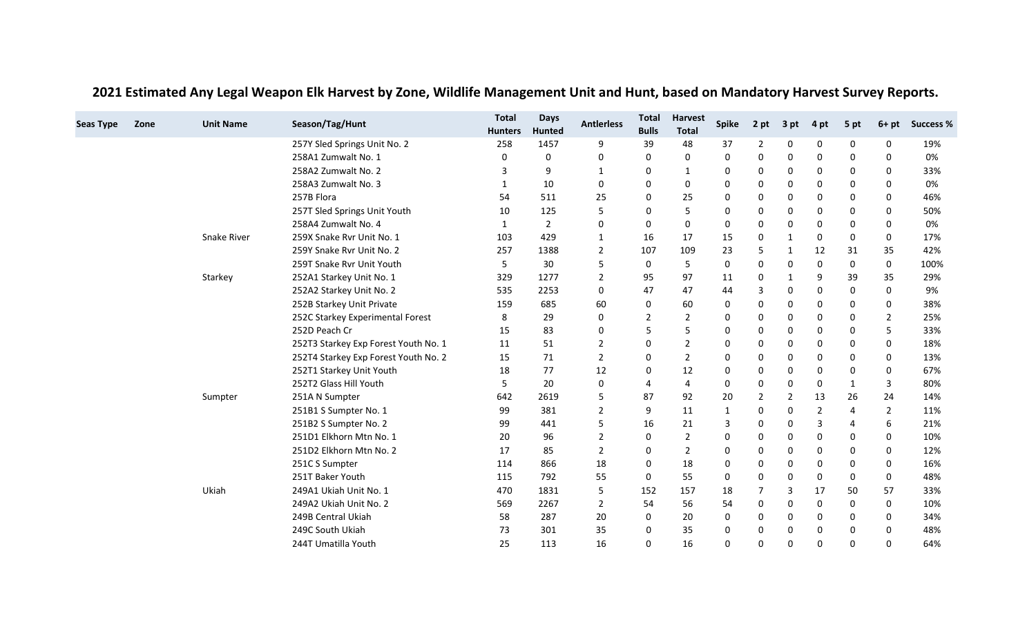## 2021 Estimated Any Legal Weapon Elk Harvest by Zone, Wildlife Management Unit and Hunt, based on Mandatory Harvest Survey Reports.

| Seas Type | Zone | Unit Name | Season/Tag/Hunt | Total Hunters | Days Hunted | Antlerless | Total Bulls | Harvest Total | Spike | 2 pt | 3 pt | 4 pt | 5 pt | 6+ pt | Success % |
|---|---|---|---|---|---|---|---|---|---|---|---|---|---|---|---|
| | | | 257Y Sled Springs Unit No. 2 | 258 | 1457 | 9 | 39 | 48 | 37 | 2 | 0 | 0 | 0 | 0 | 19% |
| | | | 258A1 Zumwalt No. 1 | 0 | 0 | 0 | 0 | 0 | 0 | 0 | 0 | 0 | 0 | 0 | 0% |
| | | | 258A2 Zumwalt No. 2 | 3 | 9 | 1 | 0 | 1 | 0 | 0 | 0 | 0 | 0 | 0 | 33% |
| | | | 258A3 Zumwalt No. 3 | 1 | 10 | 0 | 0 | 0 | 0 | 0 | 0 | 0 | 0 | 0 | 0% |
| | | | 257B Flora | 54 | 511 | 25 | 0 | 25 | 0 | 0 | 0 | 0 | 0 | 0 | 46% |
| | | | 257T Sled Springs Unit Youth | 10 | 125 | 5 | 0 | 5 | 0 | 0 | 0 | 0 | 0 | 0 | 50% |
| | | | 258A4 Zumwalt No. 4 | 1 | 2 | 0 | 0 | 0 | 0 | 0 | 0 | 0 | 0 | 0 | 0% |
| | | Snake River | 259X Snake Rvr Unit No. 1 | 103 | 429 | 1 | 16 | 17 | 15 | 0 | 1 | 0 | 0 | 0 | 17% |
| | | | 259Y Snake Rvr Unit No. 2 | 257 | 1388 | 2 | 107 | 109 | 23 | 5 | 1 | 12 | 31 | 35 | 42% |
| | | | 259T Snake Rvr Unit Youth | 5 | 30 | 5 | 0 | 5 | 0 | 0 | 0 | 0 | 0 | 0 | 100% |
| | | Starkey | 252A1 Starkey Unit No. 1 | 329 | 1277 | 2 | 95 | 97 | 11 | 0 | 1 | 9 | 39 | 35 | 29% |
| | | | 252A2 Starkey Unit No. 2 | 535 | 2253 | 0 | 47 | 47 | 44 | 3 | 0 | 0 | 0 | 0 | 9% |
| | | | 252B Starkey Unit Private | 159 | 685 | 60 | 0 | 60 | 0 | 0 | 0 | 0 | 0 | 0 | 38% |
| | | | 252C Starkey Experimental Forest | 8 | 29 | 0 | 2 | 2 | 0 | 0 | 0 | 0 | 0 | 2 | 25% |
| | | | 252D Peach Cr | 15 | 83 | 0 | 5 | 5 | 0 | 0 | 0 | 0 | 0 | 5 | 33% |
| | | | 252T3 Starkey Exp Forest Youth No. 1 | 11 | 51 | 2 | 0 | 2 | 0 | 0 | 0 | 0 | 0 | 0 | 18% |
| | | | 252T4 Starkey Exp Forest Youth No. 2 | 15 | 71 | 2 | 0 | 2 | 0 | 0 | 0 | 0 | 0 | 0 | 13% |
| | | | 252T1 Starkey Unit Youth | 18 | 77 | 12 | 0 | 12 | 0 | 0 | 0 | 0 | 0 | 0 | 67% |
| | | | 252T2 Glass Hill Youth | 5 | 20 | 0 | 4 | 4 | 0 | 0 | 0 | 0 | 1 | 3 | 80% |
| | | Sumpter | 251A N Sumpter | 642 | 2619 | 5 | 87 | 92 | 20 | 2 | 2 | 13 | 26 | 24 | 14% |
| | | | 251B1 S Sumpter No. 1 | 99 | 381 | 2 | 9 | 11 | 1 | 0 | 0 | 2 | 4 | 2 | 11% |
| | | | 251B2 S Sumpter No. 2 | 99 | 441 | 5 | 16 | 21 | 3 | 0 | 0 | 3 | 4 | 6 | 21% |
| | | | 251D1 Elkhorn Mtn No. 1 | 20 | 96 | 2 | 0 | 2 | 0 | 0 | 0 | 0 | 0 | 0 | 10% |
| | | | 251D2 Elkhorn Mtn No. 2 | 17 | 85 | 2 | 0 | 2 | 0 | 0 | 0 | 0 | 0 | 0 | 12% |
| | | | 251C S Sumpter | 114 | 866 | 18 | 0 | 18 | 0 | 0 | 0 | 0 | 0 | 0 | 16% |
| | | | 251T Baker Youth | 115 | 792 | 55 | 0 | 55 | 0 | 0 | 0 | 0 | 0 | 0 | 48% |
| | | Ukiah | 249A1 Ukiah Unit No. 1 | 470 | 1831 | 5 | 152 | 157 | 18 | 7 | 3 | 17 | 50 | 57 | 33% |
| | | | 249A2 Ukiah Unit No. 2 | 569 | 2267 | 2 | 54 | 56 | 54 | 0 | 0 | 0 | 0 | 0 | 10% |
| | | | 249B Central Ukiah | 58 | 287 | 20 | 0 | 20 | 0 | 0 | 0 | 0 | 0 | 0 | 34% |
| | | | 249C South Ukiah | 73 | 301 | 35 | 0 | 35 | 0 | 0 | 0 | 0 | 0 | 0 | 48% |
| | | | 244T Umatilla Youth | 25 | 113 | 16 | 0 | 16 | 0 | 0 | 0 | 0 | 0 | 0 | 64% |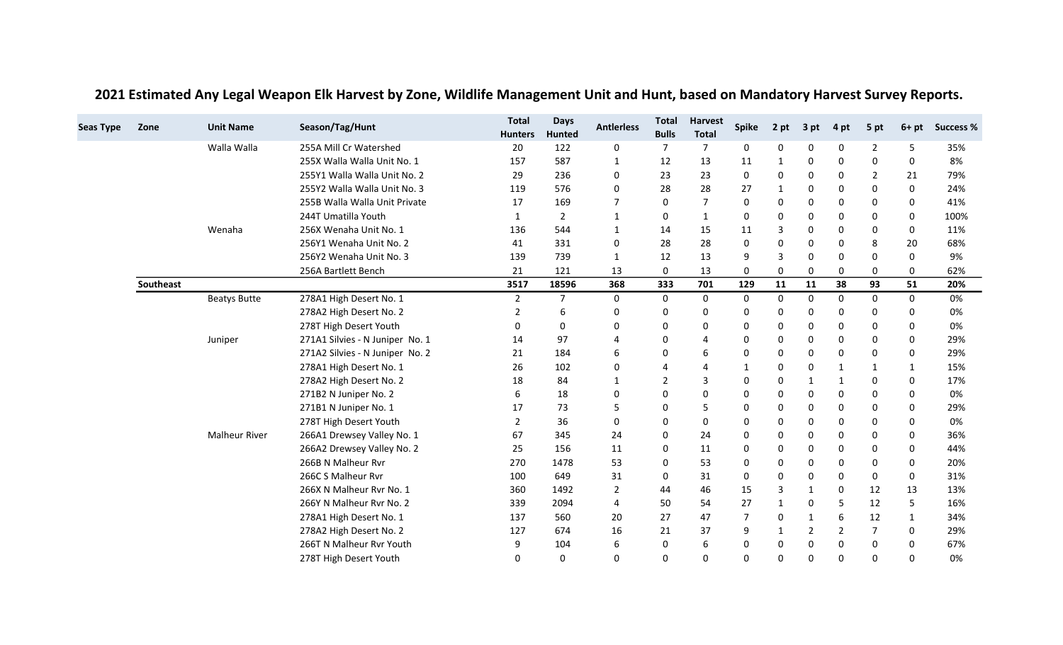# 2021 Estimated Any Legal Weapon Elk Harvest by Zone, Wildlife Management Unit and Hunt, based on Mandatory Harvest Survey Reports.

| Seas Type | Zone | Unit Name | Season/Tag/Hunt | Total Hunters | Days Hunted | Antlerless | Total Bulls | Harvest Total | Spike | 2 pt | 3 pt | 4 pt | 5 pt | 6+ pt | Success % |
|---|---|---|---|---|---|---|---|---|---|---|---|---|---|---|---|
| | | Walla Walla | 255A Mill Cr Watershed | 20 | 122 | 0 | 7 | 7 | 0 | 0 | 0 | 0 | 2 | 5 | 35% |
| | | | 255X Walla Walla Unit No. 1 | 157 | 587 | 1 | 12 | 13 | 11 | 1 | 0 | 0 | 0 | 0 | 8% |
| | | | 255Y1 Walla Walla Unit No. 2 | 29 | 236 | 0 | 23 | 23 | 0 | 0 | 0 | 0 | 2 | 21 | 79% |
| | | | 255Y2 Walla Walla Unit No. 3 | 119 | 576 | 0 | 28 | 28 | 27 | 1 | 0 | 0 | 0 | 0 | 24% |
| | | | 255B Walla Walla Unit Private | 17 | 169 | 7 | 0 | 7 | 0 | 0 | 0 | 0 | 0 | 0 | 41% |
| | | | 244T Umatilla Youth | 1 | 2 | 1 | 0 | 1 | 0 | 0 | 0 | 0 | 0 | 0 | 100% |
| | | Wenaha | 256X Wenaha Unit No. 1 | 136 | 544 | 1 | 14 | 15 | 11 | 3 | 0 | 0 | 0 | 0 | 11% |
| | | | 256Y1 Wenaha Unit No. 2 | 41 | 331 | 0 | 28 | 28 | 0 | 0 | 0 | 0 | 8 | 20 | 68% |
| | | | 256Y2 Wenaha Unit No. 3 | 139 | 739 | 1 | 12 | 13 | 9 | 3 | 0 | 0 | 0 | 0 | 9% |
| | | | 256A Bartlett Bench | 21 | 121 | 13 | 0 | 13 | 0 | 0 | 0 | 0 | 0 | 0 | 62% |
| | **Southeast** | | | **3517** | **18596** | **368** | **333** | **701** | **129** | **11** | **11** | **38** | **93** | **51** | **20%** |
| | | Beatys Butte | 278A1 High Desert No. 1 | 2 | 7 | 0 | 0 | 0 | 0 | 0 | 0 | 0 | 0 | 0 | 0% |
| | | | 278A2 High Desert No. 2 | 2 | 6 | 0 | 0 | 0 | 0 | 0 | 0 | 0 | 0 | 0 | 0% |
| | | | 278T High Desert Youth | 0 | 0 | 0 | 0 | 0 | 0 | 0 | 0 | 0 | 0 | 0 | 0% |
| | | Juniper | 271A1 Silvies - N Juniper No. 1 | 14 | 97 | 4 | 0 | 4 | 0 | 0 | 0 | 0 | 0 | 0 | 29% |
| | | | 271A2 Silvies - N Juniper No. 2 | 21 | 184 | 6 | 0 | 6 | 0 | 0 | 0 | 0 | 0 | 0 | 29% |
| | | | 278A1 High Desert No. 1 | 26 | 102 | 0 | 4 | 4 | 1 | 0 | 0 | 1 | 1 | 1 | 15% |
| | | | 278A2 High Desert No. 2 | 18 | 84 | 1 | 2 | 3 | 0 | 0 | 1 | 1 | 0 | 0 | 17% |
| | | | 271B2 N Juniper No. 2 | 6 | 18 | 0 | 0 | 0 | 0 | 0 | 0 | 0 | 0 | 0 | 0% |
| | | | 271B1 N Juniper No. 1 | 17 | 73 | 5 | 0 | 5 | 0 | 0 | 0 | 0 | 0 | 0 | 29% |
| | | | 278T High Desert Youth | 2 | 36 | 0 | 0 | 0 | 0 | 0 | 0 | 0 | 0 | 0 | 0% |
| | | Malheur River | 266A1 Drewsey Valley No. 1 | 67 | 345 | 24 | 0 | 24 | 0 | 0 | 0 | 0 | 0 | 0 | 36% |
| | | | 266A2 Drewsey Valley No. 2 | 25 | 156 | 11 | 0 | 11 | 0 | 0 | 0 | 0 | 0 | 0 | 44% |
| | | | 266B N Malheur Rvr | 270 | 1478 | 53 | 0 | 53 | 0 | 0 | 0 | 0 | 0 | 0 | 20% |
| | | | 266C S Malheur Rvr | 100 | 649 | 31 | 0 | 31 | 0 | 0 | 0 | 0 | 0 | 0 | 31% |
| | | | 266X N Malheur Rvr No. 1 | 360 | 1492 | 2 | 44 | 46 | 15 | 3 | 1 | 0 | 12 | 13 | 13% |
| | | | 266Y N Malheur Rvr No. 2 | 339 | 2094 | 4 | 50 | 54 | 27 | 1 | 0 | 5 | 12 | 5 | 16% |
| | | | 278A1 High Desert No. 1 | 137 | 560 | 20 | 27 | 47 | 7 | 0 | 1 | 6 | 12 | 1 | 34% |
| | | | 278A2 High Desert No. 2 | 127 | 674 | 16 | 21 | 37 | 9 | 1 | 2 | 2 | 7 | 0 | 29% |
| | | | 266T N Malheur Rvr Youth | 9 | 104 | 6 | 0 | 6 | 0 | 0 | 0 | 0 | 0 | 0 | 67% |
| | | | 278T High Desert Youth | 0 | 0 | 0 | 0 | 0 | 0 | 0 | 0 | 0 | 0 | 0 | 0% |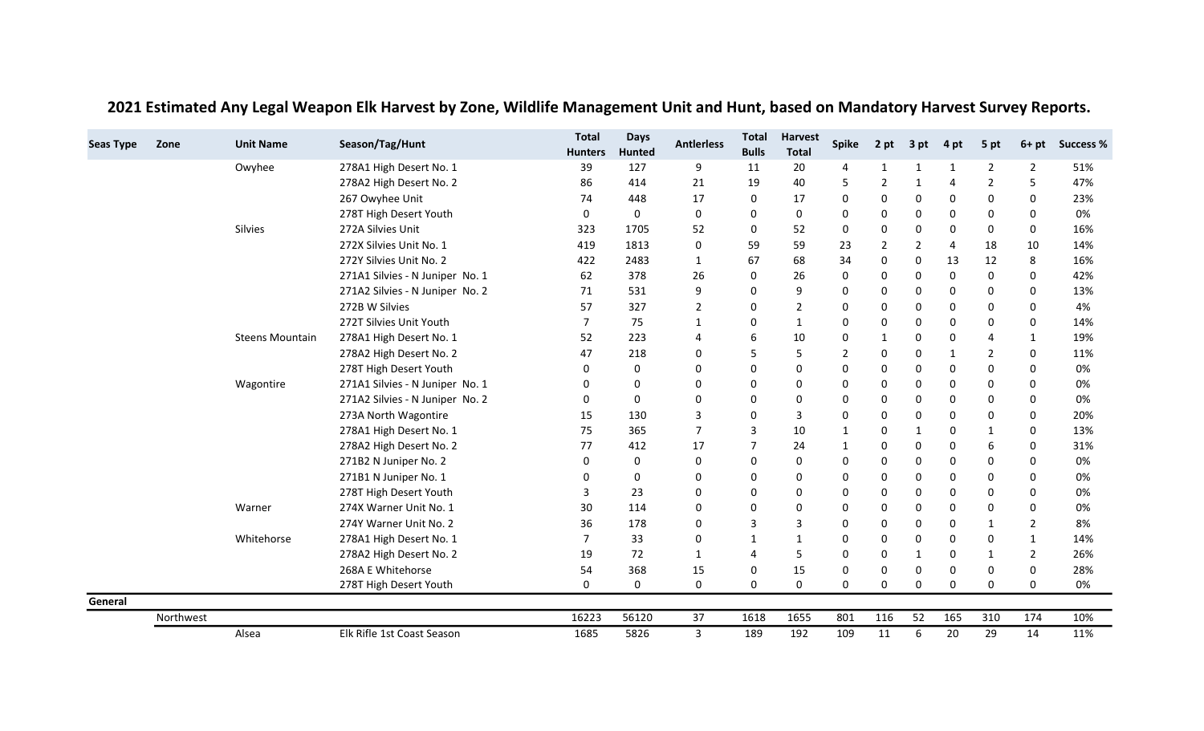## 2021 Estimated Any Legal Weapon Elk Harvest by Zone, Wildlife Management Unit and Hunt, based on Mandatory Harvest Survey Reports.

| Seas Type | Zone | Unit Name | Season/Tag/Hunt | Total Hunters | Days Hunted | Antlerless | Total Bulls | Harvest Total | Spike | 2 pt | 3 pt | 4 pt | 5 pt | 6+ pt | Success % |
|---|---|---|---|---|---|---|---|---|---|---|---|---|---|---|---|
| | | Owyhee | 278A1 High Desert No. 1 | 39 | 127 | 9 | 11 | 20 | 4 | 1 | 1 | 1 | 2 | 2 | 51% |
| | | | 278A2 High Desert No. 2 | 86 | 414 | 21 | 19 | 40 | 5 | 2 | 1 | 4 | 2 | 5 | 47% |
| | | | 267 Owyhee Unit | 74 | 448 | 17 | 0 | 17 | 0 | 0 | 0 | 0 | 0 | 0 | 23% |
| | | | 278T High Desert Youth | 0 | 0 | 0 | 0 | 0 | 0 | 0 | 0 | 0 | 0 | 0 | 0% |
| | | Silvies | 272A Silvies Unit | 323 | 1705 | 52 | 0 | 52 | 0 | 0 | 0 | 0 | 0 | 0 | 16% |
| | | | 272X Silvies Unit No. 1 | 419 | 1813 | 0 | 59 | 59 | 23 | 2 | 2 | 4 | 18 | 10 | 14% |
| | | | 272Y Silvies Unit No. 2 | 422 | 2483 | 1 | 67 | 68 | 34 | 0 | 0 | 13 | 12 | 8 | 16% |
| | | | 271A1 Silvies - N Juniper No. 1 | 62 | 378 | 26 | 0 | 26 | 0 | 0 | 0 | 0 | 0 | 0 | 42% |
| | | | 271A2 Silvies - N Juniper No. 2 | 71 | 531 | 9 | 0 | 9 | 0 | 0 | 0 | 0 | 0 | 0 | 13% |
| | | | 272B W Silvies | 57 | 327 | 2 | 0 | 2 | 0 | 0 | 0 | 0 | 0 | 0 | 4% |
| | | | 272T Silvies Unit Youth | 7 | 75 | 1 | 0 | 1 | 0 | 0 | 0 | 0 | 0 | 0 | 14% |
| | | Steens Mountain | 278A1 High Desert No. 1 | 52 | 223 | 4 | 6 | 10 | 0 | 1 | 0 | 0 | 4 | 1 | 19% |
| | | | 278A2 High Desert No. 2 | 47 | 218 | 0 | 5 | 5 | 2 | 0 | 0 | 1 | 2 | 0 | 11% |
| | | | 278T High Desert Youth | 0 | 0 | 0 | 0 | 0 | 0 | 0 | 0 | 0 | 0 | 0 | 0% |
| | | Wagontire | 271A1 Silvies - N Juniper No. 1 | 0 | 0 | 0 | 0 | 0 | 0 | 0 | 0 | 0 | 0 | 0 | 0% |
| | | | 271A2 Silvies - N Juniper No. 2 | 0 | 0 | 0 | 0 | 0 | 0 | 0 | 0 | 0 | 0 | 0 | 0% |
| | | | 273A North Wagontire | 15 | 130 | 3 | 0 | 3 | 0 | 0 | 0 | 0 | 0 | 0 | 20% |
| | | | 278A1 High Desert No. 1 | 75 | 365 | 7 | 3 | 10 | 1 | 0 | 1 | 0 | 1 | 0 | 13% |
| | | | 278A2 High Desert No. 2 | 77 | 412 | 17 | 7 | 24 | 1 | 0 | 0 | 0 | 6 | 0 | 31% |
| | | | 271B2 N Juniper No. 2 | 0 | 0 | 0 | 0 | 0 | 0 | 0 | 0 | 0 | 0 | 0 | 0% |
| | | | 271B1 N Juniper No. 1 | 0 | 0 | 0 | 0 | 0 | 0 | 0 | 0 | 0 | 0 | 0 | 0% |
| | | | 278T High Desert Youth | 3 | 23 | 0 | 0 | 0 | 0 | 0 | 0 | 0 | 0 | 0 | 0% |
| | | Warner | 274X Warner Unit No. 1 | 30 | 114 | 0 | 0 | 0 | 0 | 0 | 0 | 0 | 0 | 0 | 0% |
| | | | 274Y Warner Unit No. 2 | 36 | 178 | 0 | 3 | 3 | 0 | 0 | 0 | 0 | 1 | 2 | 8% |
| | | Whitehorse | 278A1 High Desert No. 1 | 7 | 33 | 0 | 1 | 1 | 0 | 0 | 0 | 0 | 0 | 1 | 14% |
| | | | 278A2 High Desert No. 2 | 19 | 72 | 1 | 4 | 5 | 0 | 0 | 1 | 0 | 1 | 2 | 26% |
| | | | 268A E Whitehorse | 54 | 368 | 15 | 0 | 15 | 0 | 0 | 0 | 0 | 0 | 0 | 28% |
| | | | 278T High Desert Youth | 0 | 0 | 0 | 0 | 0 | 0 | 0 | 0 | 0 | 0 | 0 | 0% |
| **General** | | | | | | | | | | | | | | | |
| | Northwest | | | 16223 | 56120 | 37 | 1618 | 1655 | 801 | 116 | 52 | 165 | 310 | 174 | 10% |
| | | Alsea | Elk Rifle 1st Coast Season | 1685 | 5826 | 3 | 189 | 192 | 109 | 11 | 6 | 20 | 29 | 14 | 11% |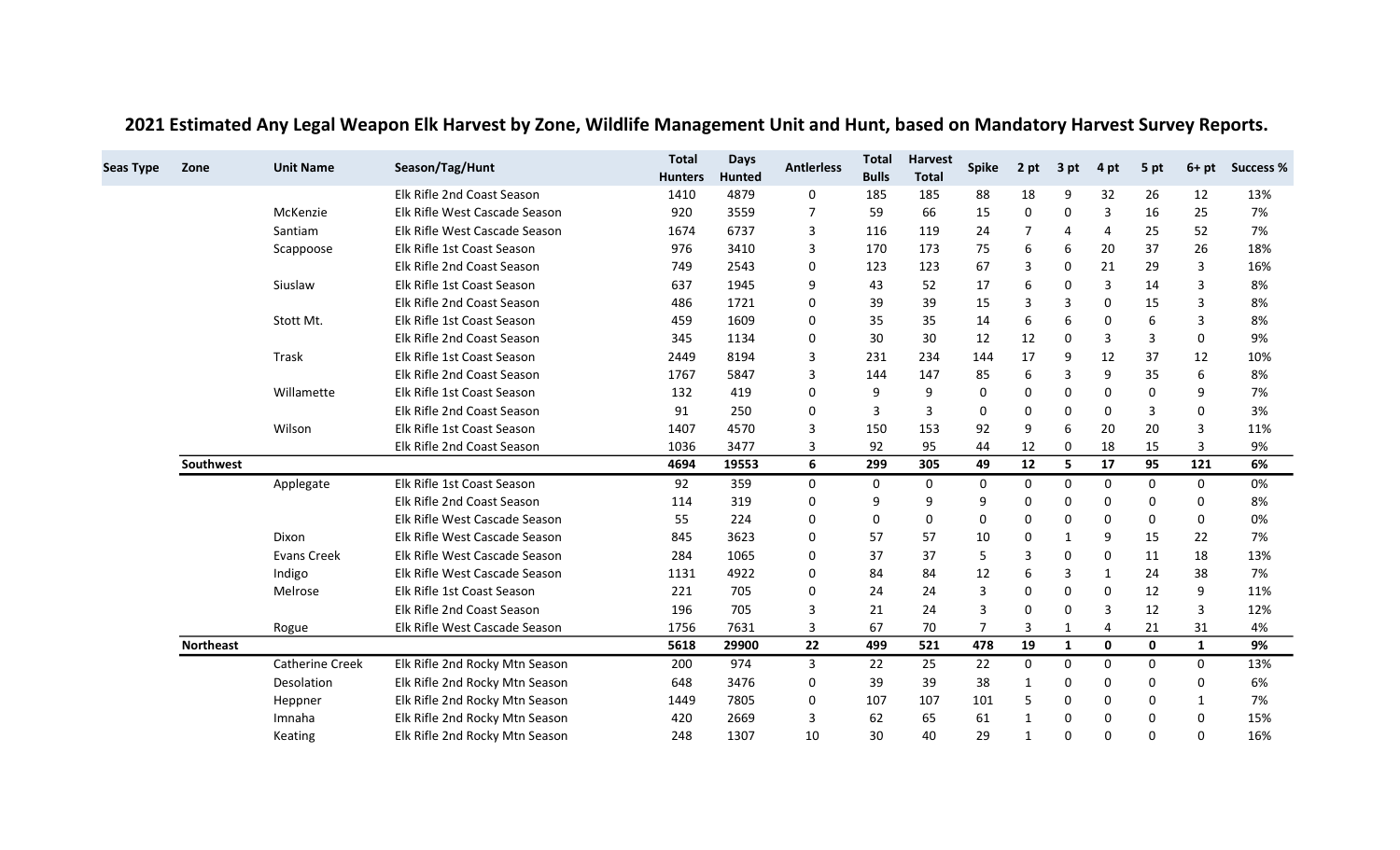# 2021 Estimated Any Legal Weapon Elk Harvest by Zone, Wildlife Management Unit and Hunt, based on Mandatory Harvest Survey Reports.

| Seas Type | Zone | Unit Name | Season/Tag/Hunt | Total Hunters | Days Hunted | Antlerless | Total Bulls | Harvest Total | Spike | 2 pt | 3 pt | 4 pt | 5 pt | 6+ pt | Success % |
|---|---|---|---|---|---|---|---|---|---|---|---|---|---|---|---|
| | | | Elk Rifle 2nd Coast Season | 1410 | 4879 | 0 | 185 | 185 | 88 | 18 | 9 | 32 | 26 | 12 | 13% |
| | | McKenzie | Elk Rifle West Cascade Season | 920 | 3559 | 7 | 59 | 66 | 15 | 0 | 0 | 3 | 16 | 25 | 7% |
| | | Santiam | Elk Rifle West Cascade Season | 1674 | 6737 | 3 | 116 | 119 | 24 | 7 | 4 | 4 | 25 | 52 | 7% |
| | | Scappoose | Elk Rifle 1st Coast Season | 976 | 3410 | 3 | 170 | 173 | 75 | 6 | 6 | 20 | 37 | 26 | 18% |
| | | | Elk Rifle 2nd Coast Season | 749 | 2543 | 0 | 123 | 123 | 67 | 3 | 0 | 21 | 29 | 3 | 16% |
| | | Siuslaw | Elk Rifle 1st Coast Season | 637 | 1945 | 9 | 43 | 52 | 17 | 6 | 0 | 3 | 14 | 3 | 8% |
| | | | Elk Rifle 2nd Coast Season | 486 | 1721 | 0 | 39 | 39 | 15 | 3 | 3 | 0 | 15 | 3 | 8% |
| | | Stott Mt. | Elk Rifle 1st Coast Season | 459 | 1609 | 0 | 35 | 35 | 14 | 6 | 6 | 0 | 6 | 3 | 8% |
| | | | Elk Rifle 2nd Coast Season | 345 | 1134 | 0 | 30 | 30 | 12 | 12 | 0 | 3 | 3 | 0 | 9% |
| | | Trask | Elk Rifle 1st Coast Season | 2449 | 8194 | 3 | 231 | 234 | 144 | 17 | 9 | 12 | 37 | 12 | 10% |
| | | | Elk Rifle 2nd Coast Season | 1767 | 5847 | 3 | 144 | 147 | 85 | 6 | 3 | 9 | 35 | 6 | 8% |
| | | Willamette | Elk Rifle 1st Coast Season | 132 | 419 | 0 | 9 | 9 | 0 | 0 | 0 | 0 | 0 | 9 | 7% |
| | | | Elk Rifle 2nd Coast Season | 91 | 250 | 0 | 3 | 3 | 0 | 0 | 0 | 0 | 3 | 0 | 3% |
| | | Wilson | Elk Rifle 1st Coast Season | 1407 | 4570 | 3 | 150 | 153 | 92 | 9 | 6 | 20 | 20 | 3 | 11% |
| | | | Elk Rifle 2nd Coast Season | 1036 | 3477 | 3 | 92 | 95 | 44 | 12 | 0 | 18 | 15 | 3 | 9% |
| | **Southwest** | | | **4694** | **19553** | **6** | **299** | **305** | **49** | **12** | **5** | **17** | **95** | **121** | **6%** |
| | | Applegate | Elk Rifle 1st Coast Season | 92 | 359 | 0 | 0 | 0 | 0 | 0 | 0 | 0 | 0 | 0 | 0% |
| | | | Elk Rifle 2nd Coast Season | 114 | 319 | 0 | 9 | 9 | 9 | 0 | 0 | 0 | 0 | 0 | 8% |
| | | | Elk Rifle West Cascade Season | 55 | 224 | 0 | 0 | 0 | 0 | 0 | 0 | 0 | 0 | 0 | 0% |
| | | Dixon | Elk Rifle West Cascade Season | 845 | 3623 | 0 | 57 | 57 | 10 | 0 | 1 | 9 | 15 | 22 | 7% |
| | | Evans Creek | Elk Rifle West Cascade Season | 284 | 1065 | 0 | 37 | 37 | 5 | 3 | 0 | 0 | 11 | 18 | 13% |
| | | Indigo | Elk Rifle West Cascade Season | 1131 | 4922 | 0 | 84 | 84 | 12 | 6 | 3 | 1 | 24 | 38 | 7% |
| | | Melrose | Elk Rifle 1st Coast Season | 221 | 705 | 0 | 24 | 24 | 3 | 0 | 0 | 0 | 12 | 9 | 11% |
| | | | Elk Rifle 2nd Coast Season | 196 | 705 | 3 | 21 | 24 | 3 | 0 | 0 | 3 | 12 | 3 | 12% |
| | | Rogue | Elk Rifle West Cascade Season | 1756 | 7631 | 3 | 67 | 70 | 7 | 3 | 1 | 4 | 21 | 31 | 4% |
| | **Northeast** | | | **5618** | **29900** | **22** | **499** | **521** | **478** | **19** | **1** | **0** | **0** | **1** | **9%** |
| | | Catherine Creek | Elk Rifle 2nd Rocky Mtn Season | 200 | 974 | 3 | 22 | 25 | 22 | 0 | 0 | 0 | 0 | 0 | 13% |
| | | Desolation | Elk Rifle 2nd Rocky Mtn Season | 648 | 3476 | 0 | 39 | 39 | 38 | 1 | 0 | 0 | 0 | 0 | 6% |
| | | Heppner | Elk Rifle 2nd Rocky Mtn Season | 1449 | 7805 | 0 | 107 | 107 | 101 | 5 | 0 | 0 | 0 | 1 | 7% |
| | | Imnaha | Elk Rifle 2nd Rocky Mtn Season | 420 | 2669 | 3 | 62 | 65 | 61 | 1 | 0 | 0 | 0 | 0 | 15% |
| | | Keating | Elk Rifle 2nd Rocky Mtn Season | 248 | 1307 | 10 | 30 | 40 | 29 | 1 | 0 | 0 | 0 | 0 | 16% |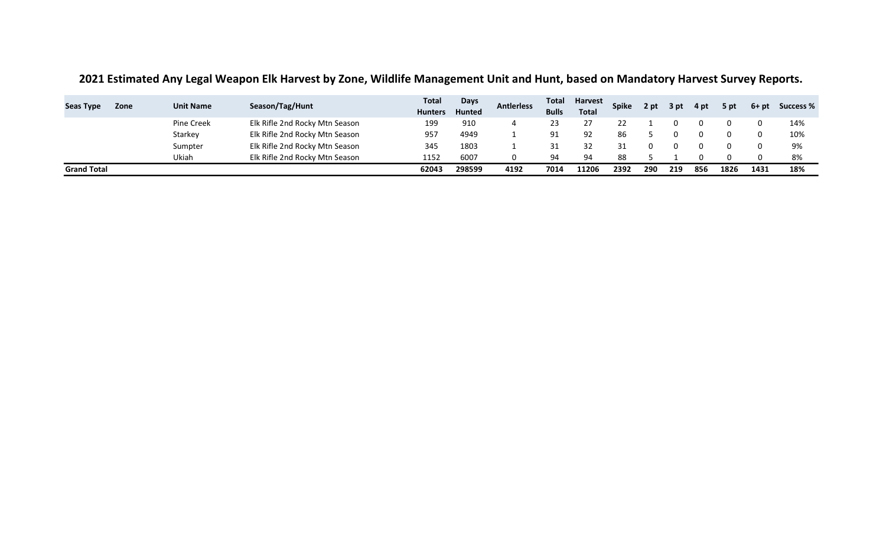## 2021 Estimated Any Legal Weapon Elk Harvest by Zone, Wildlife Management Unit and Hunt, based on Mandatory Harvest Survey Reports.

| Seas Type | Zone | Unit Name | Season/Tag/Hunt | Total Hunters | Days Hunted | Antlerless | Total Bulls | Harvest Total | Spike | 2 pt | 3 pt | 4 pt | 5 pt | 6+ pt | Success % |
|---|---|---|---|---|---|---|---|---|---|---|---|---|---|---|---|
| | | Pine Creek | Elk Rifle 2nd Rocky Mtn Season | 199 | 910 | 4 | 23 | 27 | 22 | 1 | 0 | 0 | 0 | 0 | 14% |
| | | Starkey | Elk Rifle 2nd Rocky Mtn Season | 957 | 4949 | 1 | 91 | 92 | 86 | 5 | 0 | 0 | 0 | 0 | 10% |
| | | Sumpter | Elk Rifle 2nd Rocky Mtn Season | 345 | 1803 | 1 | 31 | 32 | 31 | 0 | 0 | 0 | 0 | 0 | 9% |
| | | Ukiah | Elk Rifle 2nd Rocky Mtn Season | 1152 | 6007 | 0 | 94 | 94 | 88 | 5 | 1 | 0 | 0 | 0 | 8% |
| **Grand Total** | | | | **62043** | **298599** | **4192** | **7014** | **11206** | **2392** | **290** | **219** | **856** | **1826** | **1431** | **18%** |